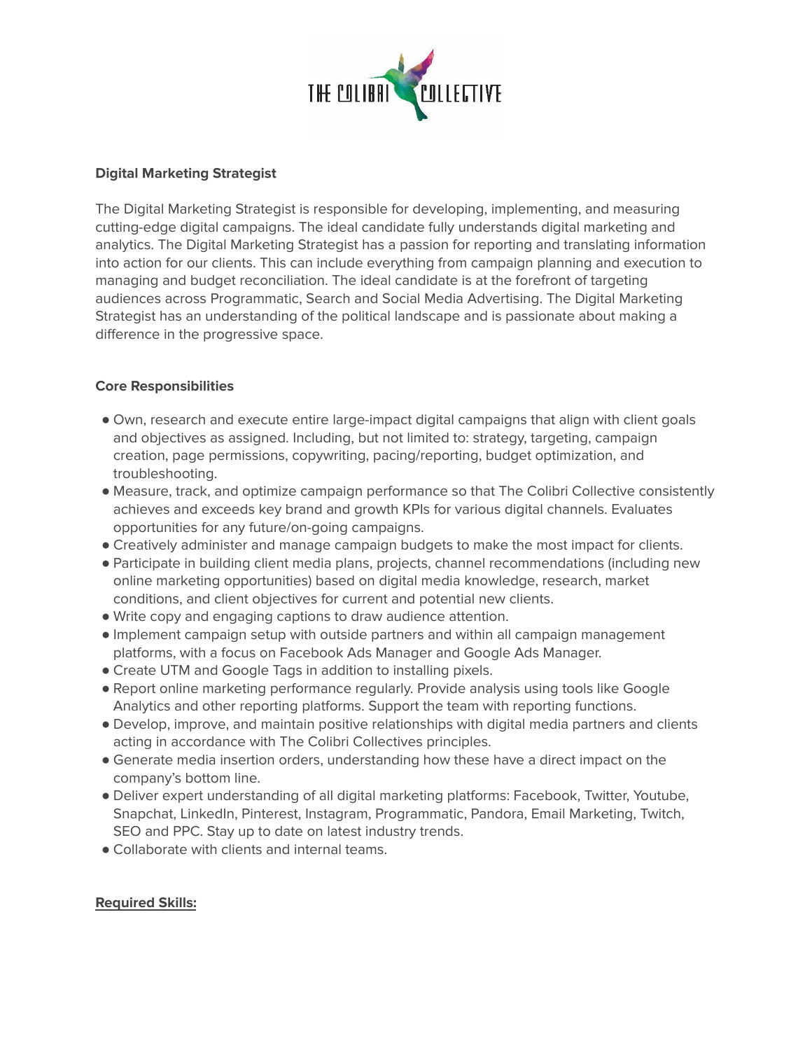**Digital Marketing Strategist**

The Digital Marketing Strategist is responsible for developing, implementing, and measuring cutting-edge digital campaigns. The ideal candidate fully understands digital marketing and analytics. The Digital Marketing Strategist has a passion for reporting and translating information into action for our clients. This can include everything from campaign planning and execution to managing and budget reconciliation. The ideal candidate is at the forefront of targeting audiences across Programmatic, Search and Social Media Advertising. The Digital Marketing Strategist has an understanding of the political landscape and is passionate about making a difference in the progressive space.

**Core Responsibilities**

- Own, research and execute entire large-impact digital campaigns that align with client goals and objectives as assigned. Including, but not limited to: strategy, targeting, campaign creation, page permissions, copywriting, pacing/reporting, budget optimization, and troubleshooting.
- Measure, track, and optimize campaign performance so that The Colibri Collective consistently achieves and exceeds key brand and growth KPIs for various digital channels. Evaluates opportunities for any future/on-going campaigns.
- Creatively administer and manage campaign budgets to make the most impact for clients.
- Participate in building client media plans, projects, channel recommendations (including new online marketing opportunities) based on digital media knowledge, research, market conditions, and client objectives for current and potential new clients.
- Write copy and engaging captions to draw audience attention.
- Implement campaign setup with outside partners and within all campaign management platforms, with a focus on Facebook Ads Manager and Google Ads Manager.
- Create UTM and Google Tags in addition to installing pixels.
- Report online marketing performance regularly. Provide analysis using tools like Google Analytics and other reporting platforms. Support the team with reporting functions.
- Develop, improve, and maintain positive relationships with digital media partners and clients acting in accordance with The Colibri Collectives principles.
- Generate media insertion orders, understanding how these have a direct impact on the company's bottom line.
- Deliver expert understanding of all digital marketing platforms: Facebook, Twitter, Youtube, Snapchat, LinkedIn, Pinterest, Instagram, Programmatic, Pandora, Email Marketing, Twitch, SEO and PPC. Stay up to date on latest industry trends.
- Collaborate with clients and internal teams.

**Required Skills:**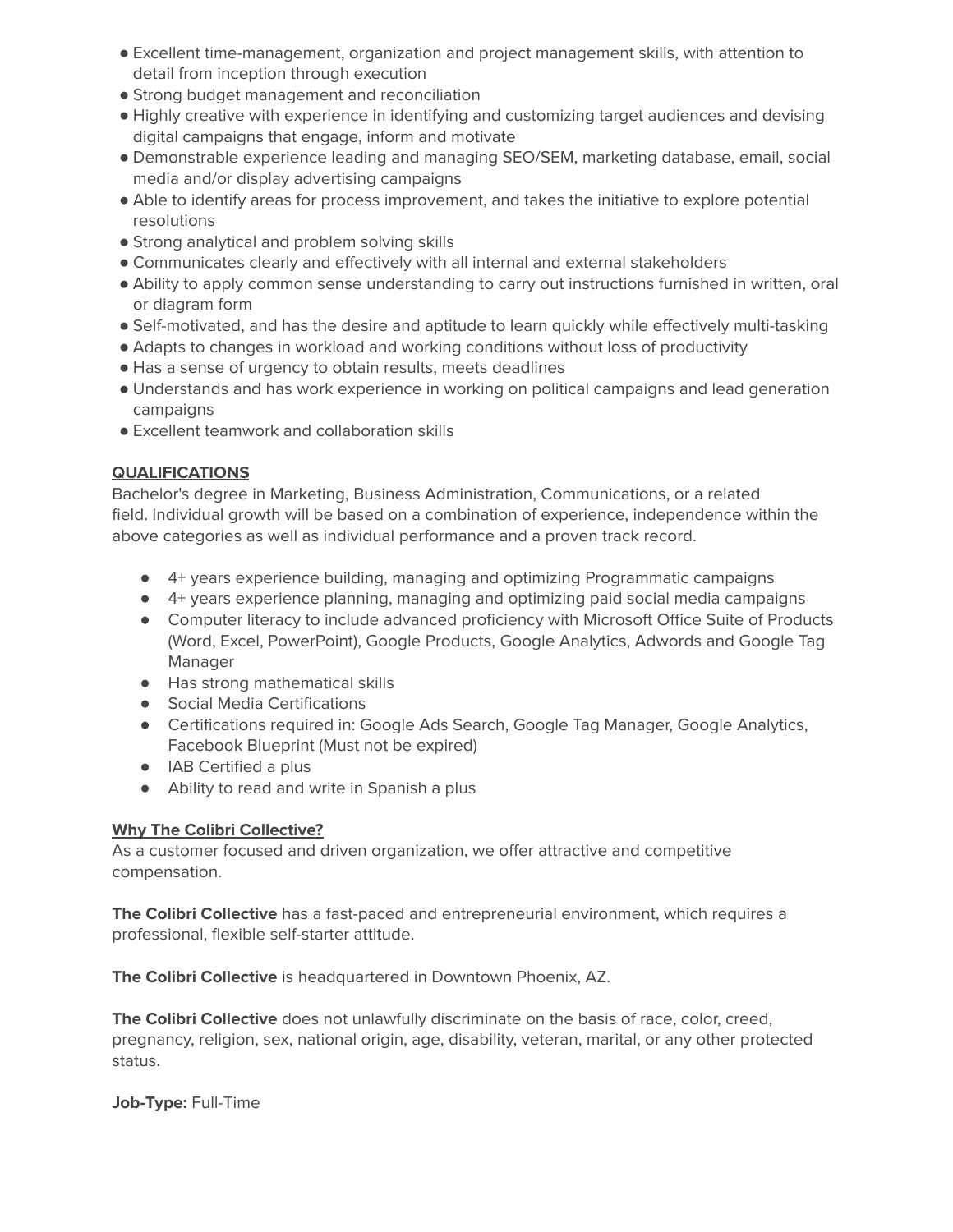- Excellent time-management, organization and project management skills, with attention to detail from inception through execution
- Strong budget management and reconciliation
- Highly creative with experience in identifying and customizing target audiences and devising digital campaigns that engage, inform and motivate
- Demonstrable experience leading and managing SEO/SEM, marketing database, email, social media and/or display advertising campaigns
- Able to identify areas for process improvement, and takes the initiative to explore potential resolutions
- Strong analytical and problem solving skills
- Communicates clearly and effectively with all internal and external stakeholders
- Ability to apply common sense understanding to carry out instructions furnished in written, oral or diagram form
- Self-motivated, and has the desire and aptitude to learn quickly while effectively multi-tasking
- Adapts to changes in workload and working conditions without loss of productivity
- Has a sense of urgency to obtain results, meets deadlines
- Understands and has work experience in working on political campaigns and lead generation campaigns
- Excellent teamwork and collaboration skills

**QUALIFICATIONS**

Bachelor's degree in Marketing, Business Administration, Communications, or a related field. Individual growth will be based on a combination of experience, independence within the above categories as well as individual performance and a proven track record.

- 4+ years experience building, managing and optimizing Programmatic campaigns
- 4+ years experience planning, managing and optimizing paid social media campaigns
- Computer literacy to include advanced proficiency with Microsoft Office Suite of Products (Word, Excel, PowerPoint), Google Products, Google Analytics, Adwords and Google Tag Manager
- Has strong mathematical skills
- Social Media Certifications
- Certifications required in: Google Ads Search, Google Tag Manager, Google Analytics, Facebook Blueprint (Must not be expired)
- IAB Certified a plus
- Ability to read and write in Spanish a plus

**Why The Colibri Collective?**

As a customer focused and driven organization, we offer attractive and competitive compensation.

**The Colibri Collective** has a fast-paced and entrepreneurial environment, which requires a professional, flexible self-starter attitude.

**The Colibri Collective** is headquartered in Downtown Phoenix, AZ.

**The Colibri Collective** does not unlawfully discriminate on the basis of race, color, creed, pregnancy, religion, sex, national origin, age, disability, veteran, marital, or any other protected status.

**Job-Type:** Full-Time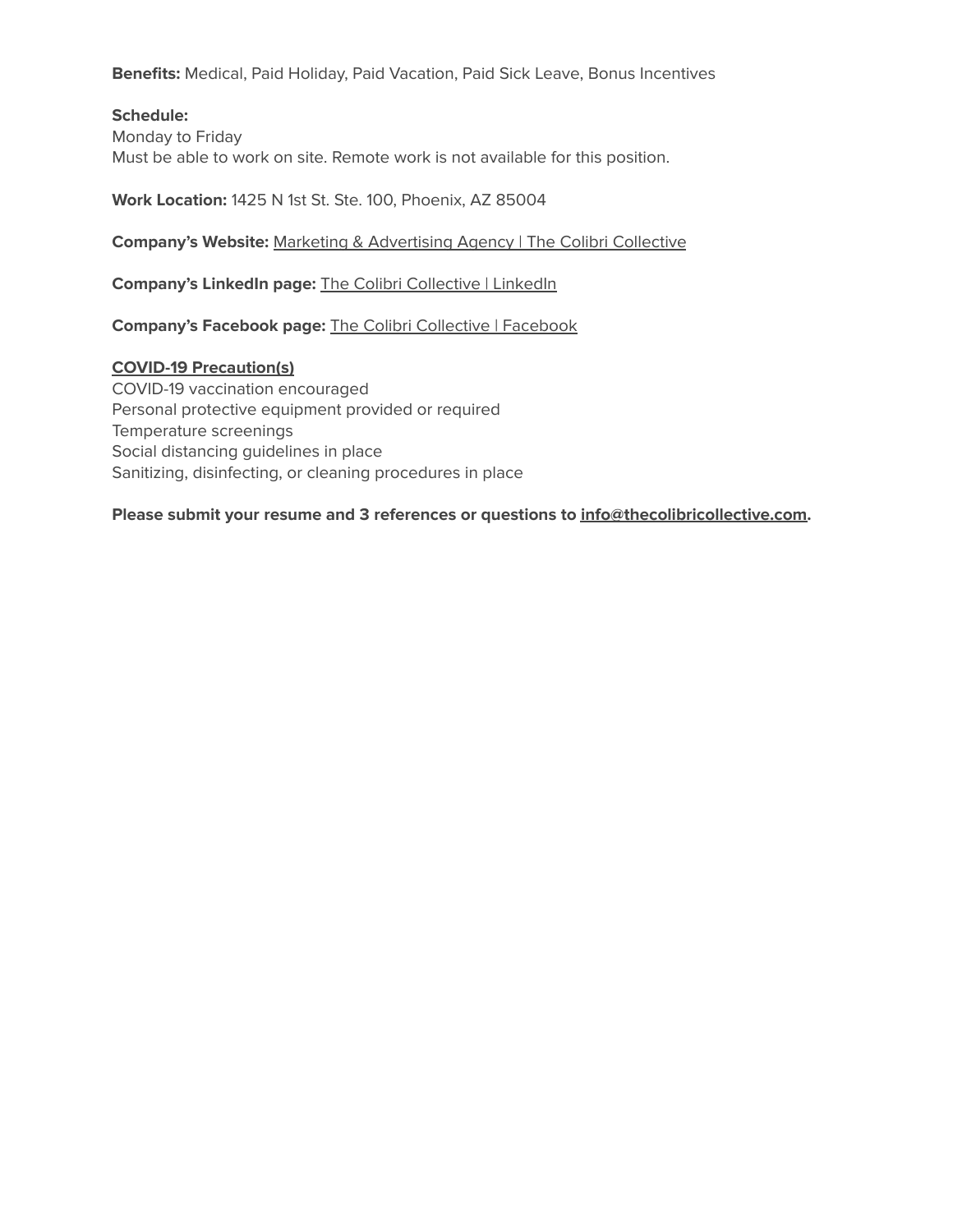**Benefits:** Medical, Paid Holiday, Paid Vacation, Paid Sick Leave, Bonus Incentives

**Schedule:**
Monday to Friday
Must be able to work on site. Remote work is not available for this position.

**Work Location:** 1425 N 1st St. Ste. 100, Phoenix, AZ 85004

**Company's Website:** Marketing & Advertising Agency | The Colibri Collective

**Company's LinkedIn page:** The Colibri Collective | LinkedIn

**Company's Facebook page:** The Colibri Collective | Facebook

**COVID-19 Precaution(s)**
COVID-19 vaccination encouraged
Personal protective equipment provided or required
Temperature screenings
Social distancing guidelines in place
Sanitizing, disinfecting, or cleaning procedures in place

**Please submit your resume and 3 references or questions to info@thecolibricollective.com.**